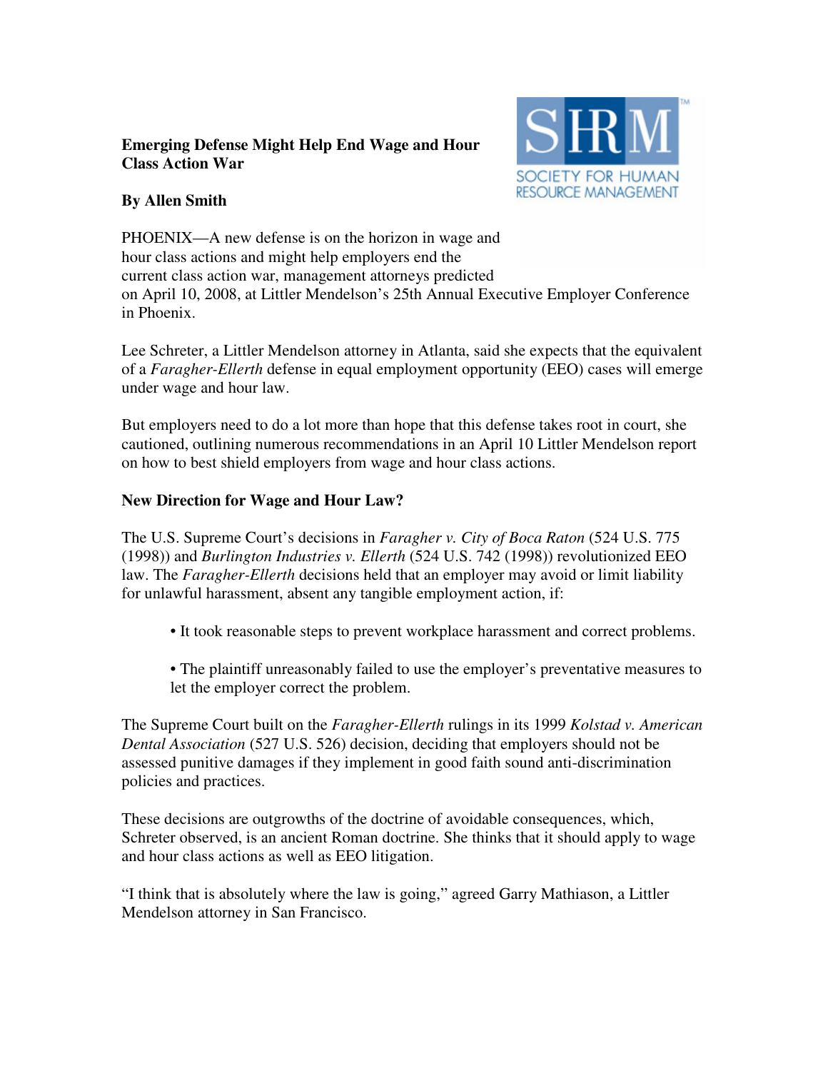**Emerging Defense Might Help End Wage and Hour Class Action War**

**By Allen Smith**

PHOENIX—A new defense is on the horizon in wage and hour class actions and might help employers end the current class action war, management attorneys predicted on April 10, 2008, at Littler Mendelson's 25th Annual Executive Employer Conference in Phoenix.

Lee Schreter, a Littler Mendelson attorney in Atlanta, said she expects that the equivalent of a *Faragher-Ellerth* defense in equal employment opportunity (EEO) cases will emerge under wage and hour law.

But employers need to do a lot more than hope that this defense takes root in court, she cautioned, outlining numerous recommendations in an April 10 Littler Mendelson report on how to best shield employers from wage and hour class actions.

**New Direction for Wage and Hour Law?**

The U.S. Supreme Court's decisions in *Faragher v. City of Boca Raton* (524 U.S. 775 (1998)) and *Burlington Industries v. Ellerth* (524 U.S. 742 (1998)) revolutionized EEO law. The *Faragher-Ellerth* decisions held that an employer may avoid or limit liability for unlawful harassment, absent any tangible employment action, if:

- It took reasonable steps to prevent workplace harassment and correct problems.
- The plaintiff unreasonably failed to use the employer's preventative measures to let the employer correct the problem.

The Supreme Court built on the *Faragher-Ellerth* rulings in its 1999 *Kolstad v. American Dental Association* (527 U.S. 526) decision, deciding that employers should not be assessed punitive damages if they implement in good faith sound anti-discrimination policies and practices.

These decisions are outgrowths of the doctrine of avoidable consequences, which, Schreter observed, is an ancient Roman doctrine. She thinks that it should apply to wage and hour class actions as well as EEO litigation.

"I think that is absolutely where the law is going," agreed Garry Mathiason, a Littler Mendelson attorney in San Francisco.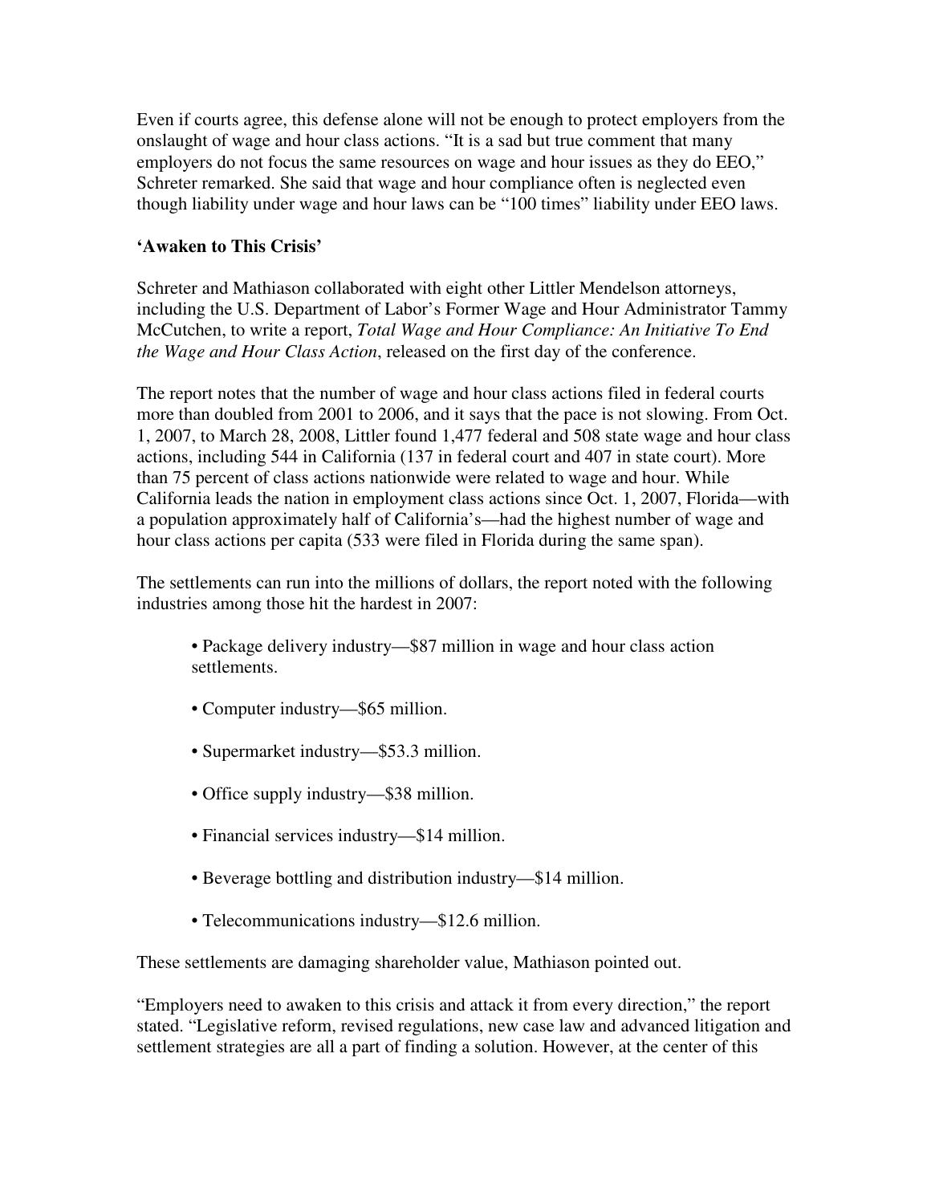Even if courts agree, this defense alone will not be enough to protect employers from the onslaught of wage and hour class actions. "It is a sad but true comment that many employers do not focus the same resources on wage and hour issues as they do EEO," Schreter remarked. She said that wage and hour compliance often is neglected even though liability under wage and hour laws can be "100 times" liability under EEO laws.

**'Awaken to This Crisis'**

Schreter and Mathiason collaborated with eight other Littler Mendelson attorneys, including the U.S. Department of Labor's Former Wage and Hour Administrator Tammy McCutchen, to write a report, *Total Wage and Hour Compliance: An Initiative To End the Wage and Hour Class Action*, released on the first day of the conference.

The report notes that the number of wage and hour class actions filed in federal courts more than doubled from 2001 to 2006, and it says that the pace is not slowing. From Oct. 1, 2007, to March 28, 2008, Littler found 1,477 federal and 508 state wage and hour class actions, including 544 in California (137 in federal court and 407 in state court). More than 75 percent of class actions nationwide were related to wage and hour. While California leads the nation in employment class actions since Oct. 1, 2007, Florida—with a population approximately half of California's—had the highest number of wage and hour class actions per capita (533 were filed in Florida during the same span).

The settlements can run into the millions of dollars, the report noted with the following industries among those hit the hardest in 2007:

- Package delivery industry—$87 million in wage and hour class action settlements.
- Computer industry—$65 million.
- Supermarket industry—$53.3 million.
- Office supply industry—$38 million.
- Financial services industry—$14 million.
- Beverage bottling and distribution industry—$14 million.
- Telecommunications industry—$12.6 million.

These settlements are damaging shareholder value, Mathiason pointed out.

"Employers need to awaken to this crisis and attack it from every direction," the report stated. "Legislative reform, revised regulations, new case law and advanced litigation and settlement strategies are all a part of finding a solution. However, at the center of this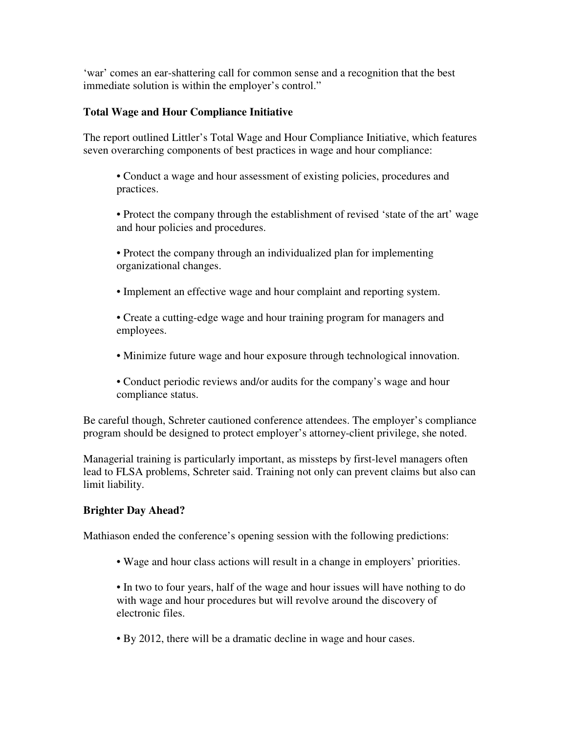'war' comes an ear-shattering call for common sense and a recognition that the best immediate solution is within the employer's control."

**Total Wage and Hour Compliance Initiative**

The report outlined Littler's Total Wage and Hour Compliance Initiative, which features seven overarching components of best practices in wage and hour compliance:

- Conduct a wage and hour assessment of existing policies, procedures and practices.
- Protect the company through the establishment of revised 'state of the art' wage and hour policies and procedures.
- Protect the company through an individualized plan for implementing organizational changes.
- Implement an effective wage and hour complaint and reporting system.
- Create a cutting-edge wage and hour training program for managers and employees.
- Minimize future wage and hour exposure through technological innovation.
- Conduct periodic reviews and/or audits for the company's wage and hour compliance status.

Be careful though, Schreter cautioned conference attendees. The employer's compliance program should be designed to protect employer's attorney-client privilege, she noted.

Managerial training is particularly important, as missteps by first-level managers often lead to FLSA problems, Schreter said. Training not only can prevent claims but also can limit liability.

**Brighter Day Ahead?**

Mathiason ended the conference's opening session with the following predictions:

- Wage and hour class actions will result in a change in employers' priorities.
- In two to four years, half of the wage and hour issues will have nothing to do with wage and hour procedures but will revolve around the discovery of electronic files.
- By 2012, there will be a dramatic decline in wage and hour cases.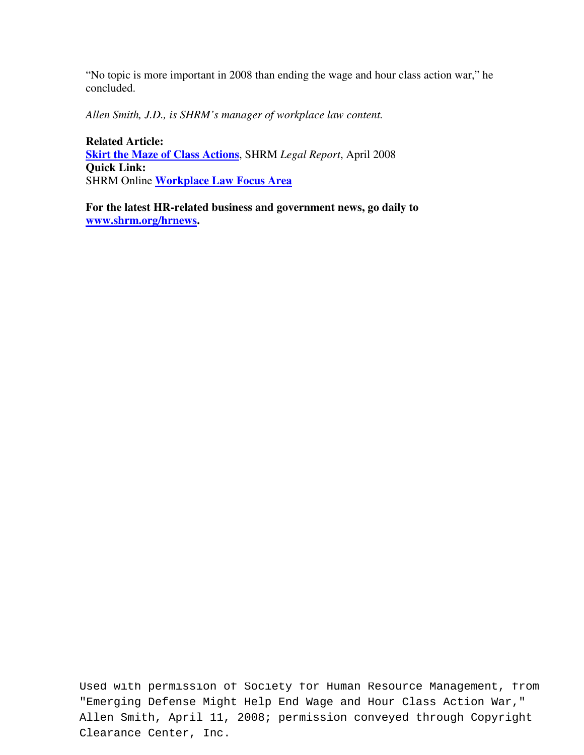"No topic is more important in 2008 than ending the wage and hour class action war," he concluded.

*Allen Smith, J.D., is SHRM's manager of workplace law content.*

**Related Article:**
**Skirt the Maze of Class Actions**, SHRM *Legal Report*, April 2008
**Quick Link:**
SHRM Online **Workplace Law Focus Area**

**For the latest HR-related business and government news, go daily to www.shrm.org/hrnews.**

Used with permission of Society for Human Resource Management, from "Emerging Defense Might Help End Wage and Hour Class Action War," Allen Smith, April 11, 2008; permission conveyed through Copyright Clearance Center, Inc.